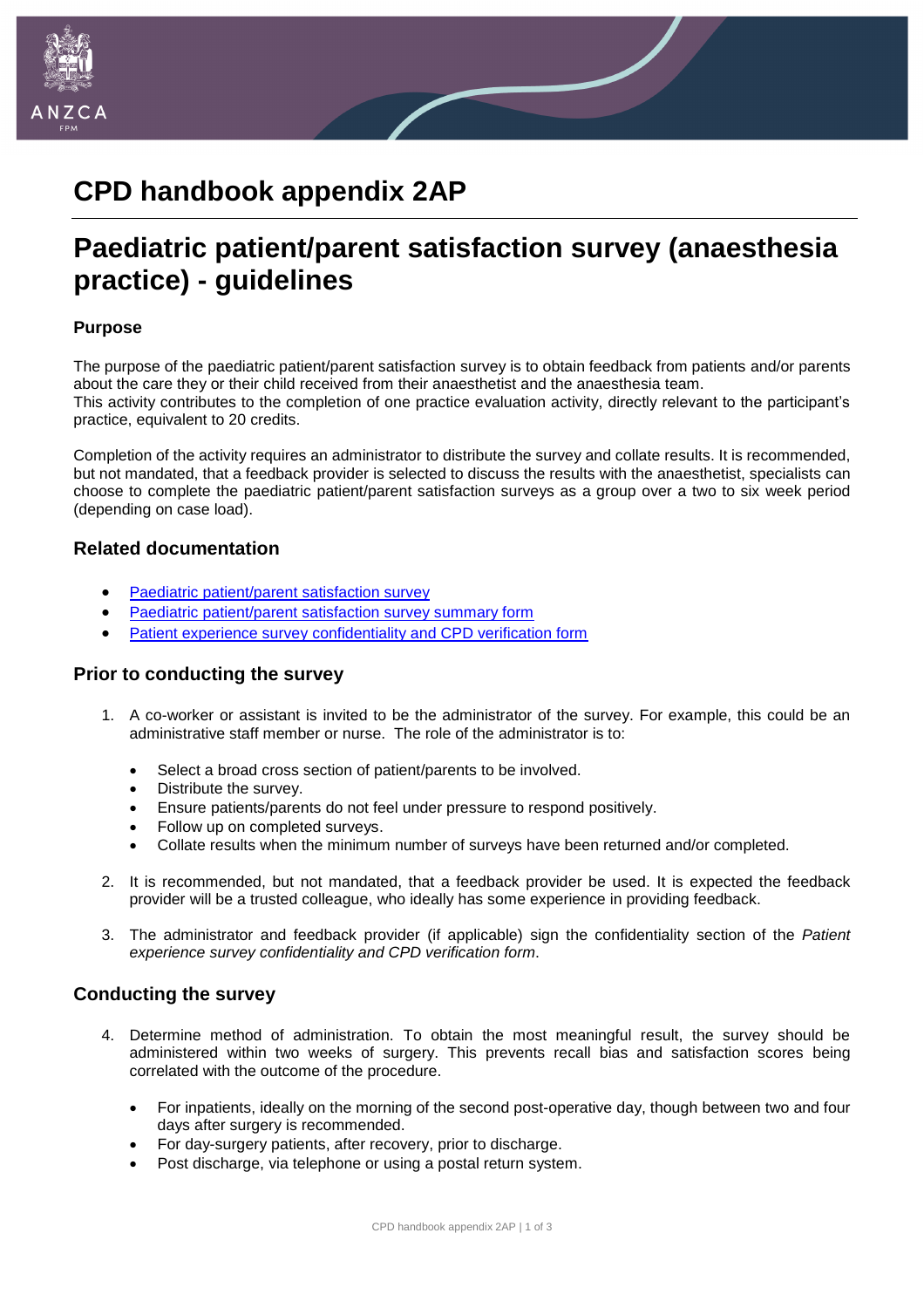# CPD handbook appendix 2AP

# Paediatric patient/parent satisfaction survey (anaesthesia practice) - guidelines

**Purpose**

The purpose of the paediatric patient/parent satisfaction survey is to obtain feedback from patients and/or parents about the care they or their child received from their anaesthetist and the anaesthesia team.
This activity contributes to the completion of one practice evaluation activity, directly relevant to the participant's practice, equivalent to 20 credits.

Completion of the activity requires an administrator to distribute the survey and collate results. It is recommended, but not mandated, that a feedback provider is selected to discuss the results with the anaesthetist, specialists can choose to complete the paediatric patient/parent satisfaction surveys as a group over a two to six week period (depending on case load).

## Related documentation

- Paediatric patient/parent satisfaction survey
- Paediatric patient/parent satisfaction survey summary form
- Patient experience survey confidentiality and CPD verification form

## Prior to conducting the survey

1. A co-worker or assistant is invited to be the administrator of the survey. For example, this could be an administrative staff member or nurse. The role of the administrator is to:
   - Select a broad cross section of patient/parents to be involved.
   - Distribute the survey.
   - Ensure patients/parents do not feel under pressure to respond positively.
   - Follow up on completed surveys.
   - Collate results when the minimum number of surveys have been returned and/or completed.

2. It is recommended, but not mandated, that a feedback provider be used. It is expected the feedback provider will be a trusted colleague, who ideally has some experience in providing feedback.

3. The administrator and feedback provider (if applicable) sign the confidentiality section of the *Patient experience survey confidentiality and CPD verification form*.

## Conducting the survey

4. Determine method of administration. To obtain the most meaningful result, the survey should be administered within two weeks of surgery. This prevents recall bias and satisfaction scores being correlated with the outcome of the procedure.
   - For inpatients, ideally on the morning of the second post-operative day, though between two and four days after surgery is recommended.
   - For day-surgery patients, after recovery, prior to discharge.
   - Post discharge, via telephone or using a postal return system.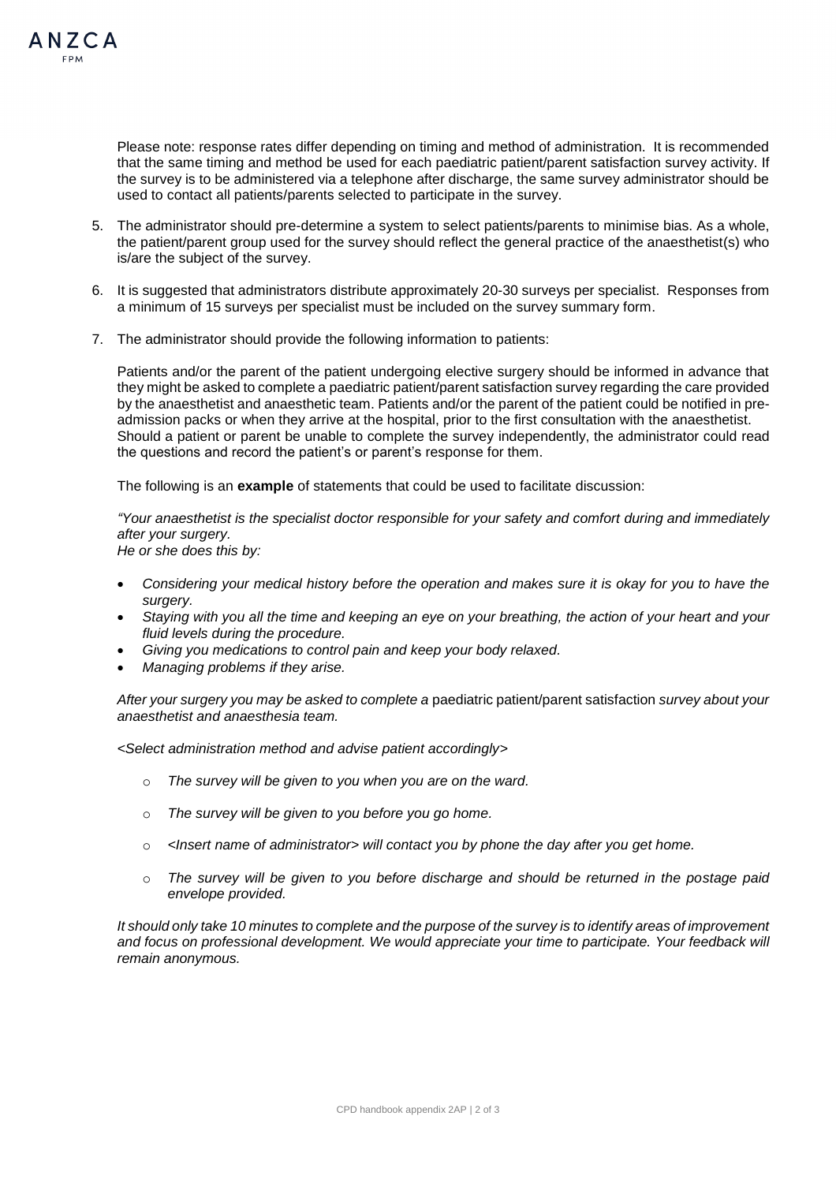Please note: response rates differ depending on timing and method of administration. It is recommended that the same timing and method be used for each paediatric patient/parent satisfaction survey activity. If the survey is to be administered via a telephone after discharge, the same survey administrator should be used to contact all patients/parents selected to participate in the survey.

5. The administrator should pre-determine a system to select patients/parents to minimise bias. As a whole, the patient/parent group used for the survey should reflect the general practice of the anaesthetist(s) who is/are the subject of the survey.

6. It is suggested that administrators distribute approximately 20-30 surveys per specialist. Responses from a minimum of 15 surveys per specialist must be included on the survey summary form.

7. The administrator should provide the following information to patients:

   Patients and/or the parent of the patient undergoing elective surgery should be informed in advance that they might be asked to complete a paediatric patient/parent satisfaction survey regarding the care provided by the anaesthetist and anaesthetic team. Patients and/or the parent of the patient could be notified in pre-admission packs or when they arrive at the hospital, prior to the first consultation with the anaesthetist. Should a patient or parent be unable to complete the survey independently, the administrator could read the questions and record the patient's or parent's response for them.

   The following is an **example** of statements that could be used to facilitate discussion:

   *"Your anaesthetist is the specialist doctor responsible for your safety and comfort during and immediately after your surgery.*
   *He or she does this by:*

   - *Considering your medical history before the operation and makes sure it is okay for you to have the surgery.*
   - *Staying with you all the time and keeping an eye on your breathing, the action of your heart and your fluid levels during the procedure.*
   - *Giving you medications to control pain and keep your body relaxed.*
   - *Managing problems if they arise.*

   *After your surgery you may be asked to complete a* paediatric patient/parent satisfaction *survey about your anaesthetist and anaesthesia team.*

   *<Select administration method and advise patient accordingly>*

   - *The survey will be given to you when you are on the ward.*
   - *The survey will be given to you before you go home.*
   - *<Insert name of administrator> will contact you by phone the day after you get home.*
   - *The survey will be given to you before discharge and should be returned in the postage paid envelope provided.*

   *It should only take 10 minutes to complete and the purpose of the survey is to identify areas of improvement and focus on professional development. We would appreciate your time to participate. Your feedback will remain anonymous.*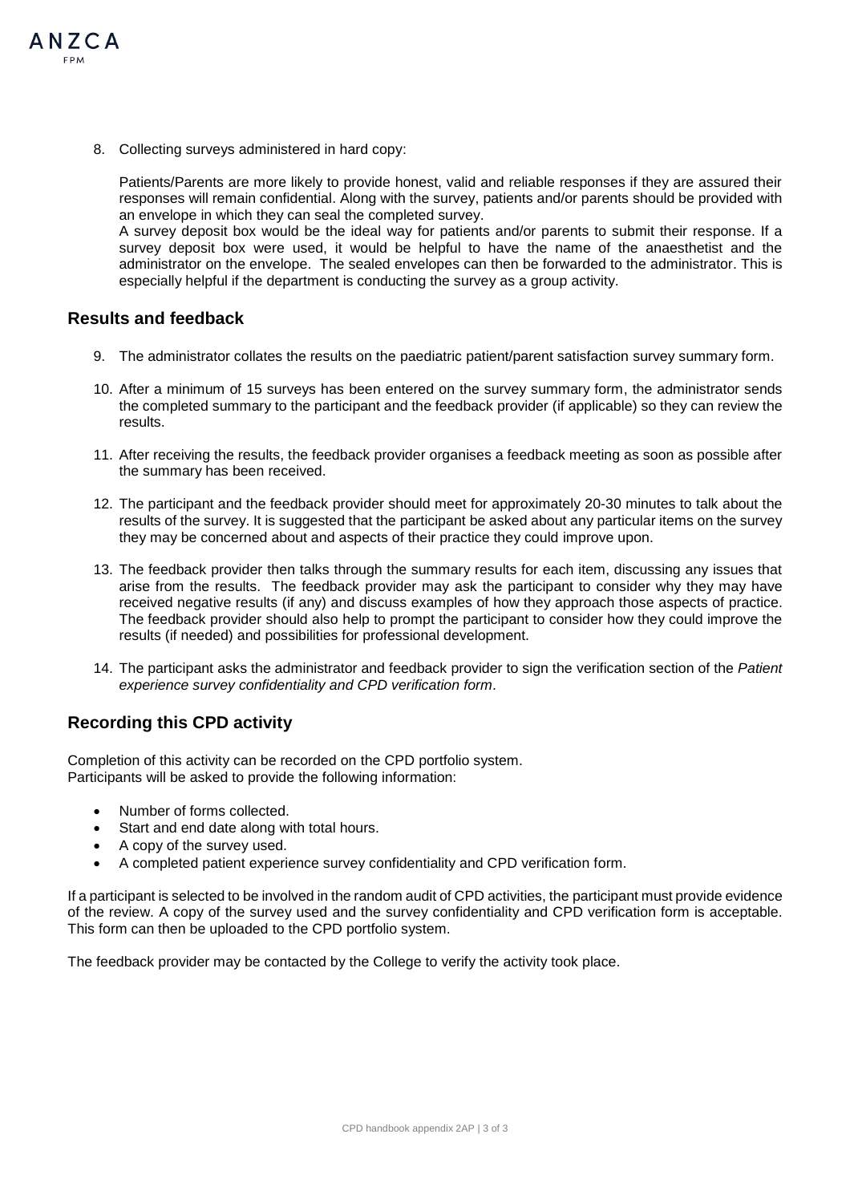8. Collecting surveys administered in hard copy:

   Patients/Parents are more likely to provide honest, valid and reliable responses if they are assured their responses will remain confidential. Along with the survey, patients and/or parents should be provided with an envelope in which they can seal the completed survey.
   A survey deposit box would be the ideal way for patients and/or parents to submit their response. If a survey deposit box were used, it would be helpful to have the name of the anaesthetist and the administrator on the envelope. The sealed envelopes can then be forwarded to the administrator. This is especially helpful if the department is conducting the survey as a group activity.

## Results and feedback

9. The administrator collates the results on the paediatric patient/parent satisfaction survey summary form.

10. After a minimum of 15 surveys has been entered on the survey summary form, the administrator sends the completed summary to the participant and the feedback provider (if applicable) so they can review the results.

11. After receiving the results, the feedback provider organises a feedback meeting as soon as possible after the summary has been received.

12. The participant and the feedback provider should meet for approximately 20-30 minutes to talk about the results of the survey. It is suggested that the participant be asked about any particular items on the survey they may be concerned about and aspects of their practice they could improve upon.

13. The feedback provider then talks through the summary results for each item, discussing any issues that arise from the results. The feedback provider may ask the participant to consider why they may have received negative results (if any) and discuss examples of how they approach those aspects of practice. The feedback provider should also help to prompt the participant to consider how they could improve the results (if needed) and possibilities for professional development.

14. The participant asks the administrator and feedback provider to sign the verification section of the *Patient experience survey confidentiality and CPD verification form*.

## Recording this CPD activity

Completion of this activity can be recorded on the CPD portfolio system.
Participants will be asked to provide the following information:

- Number of forms collected.
- Start and end date along with total hours.
- A copy of the survey used.
- A completed patient experience survey confidentiality and CPD verification form.

If a participant is selected to be involved in the random audit of CPD activities, the participant must provide evidence of the review. A copy of the survey used and the survey confidentiality and CPD verification form is acceptable. This form can then be uploaded to the CPD portfolio system.

The feedback provider may be contacted by the College to verify the activity took place.